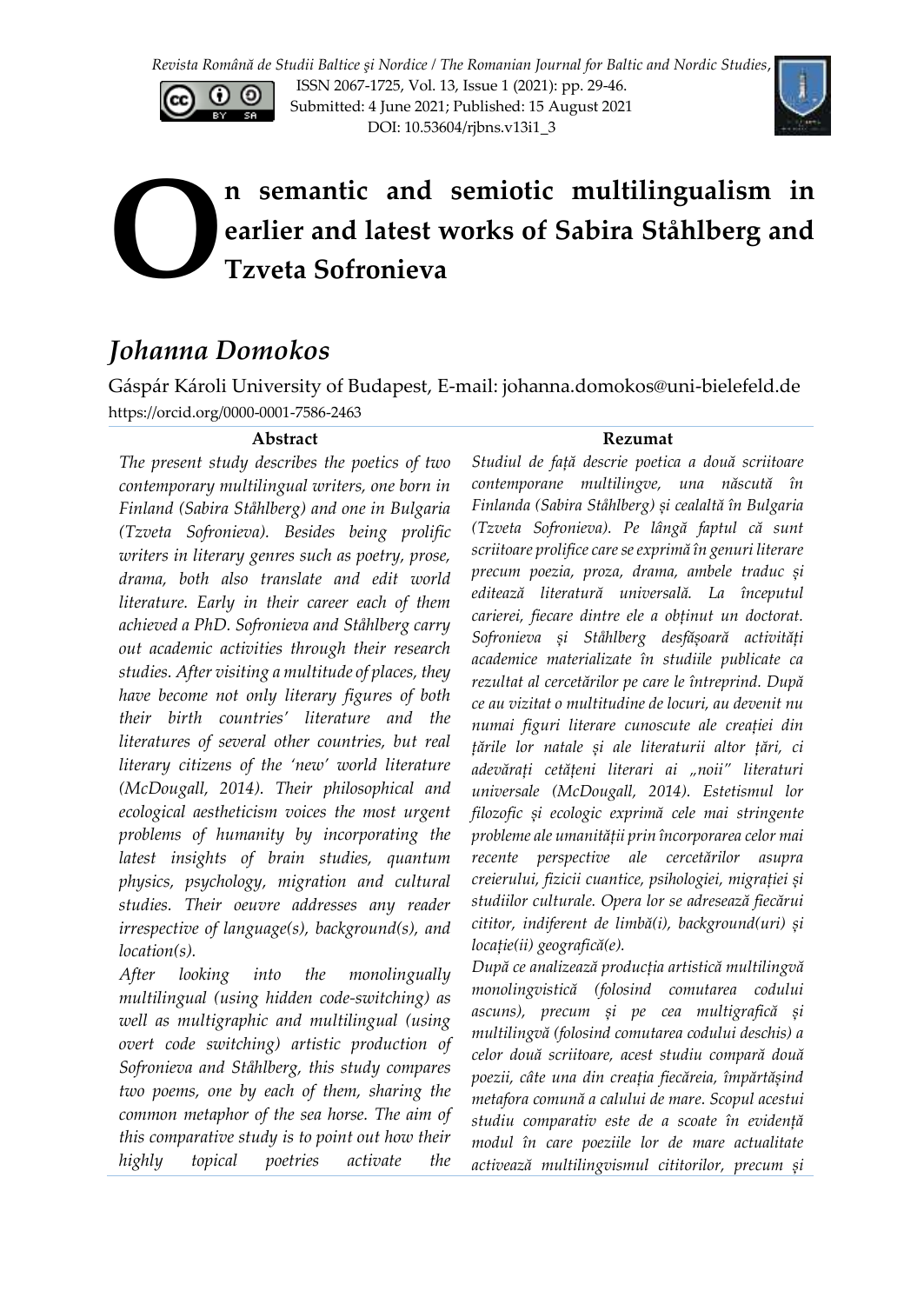Revista Română de Studii Baltice şi Nordice / The Romanian Journal for Baltic and Nordic Studies, ISSN 2067-1725, Vol. 13, Issue 1 (2021): pp. 29-46.
Submitted: 4 June 2021; Published: 15 August 2021
DOI: 10.53604/rjbns.v13i1_3

# On semantic and semiotic multilingualism in earlier and latest works of Sabira Ståhlberg and Tzveta Sofronieva

## *Johanna Domokos*

Gáspár Károli University of Budapest, E-mail: johanna.domokos@uni-bielefeld.de
https://orcid.org/0000-0001-7586-2463

### Abstract

*The present study describes the poetics of two contemporary multilingual writers, one born in Finland (Sabira Ståhlberg) and one in Bulgaria (Tzveta Sofronieva). Besides being prolific writers in literary genres such as poetry, prose, drama, both also translate and edit world literature. Early in their career each of them achieved a PhD. Sofronieva and Ståhlberg carry out academic activities through their research studies. After visiting a multitude of places, they have become not only literary figures of both their birth countries' literature and the literatures of several other countries, but real literary citizens of the 'new' world literature (McDougall, 2014). Their philosophical and ecological aestheticism voices the most urgent problems of humanity by incorporating the latest insights of brain studies, quantum physics, psychology, migration and cultural studies. Their oeuvre addresses any reader irrespective of language(s), background(s), and location(s).*

*After looking into the monolingually multilingual (using hidden code-switching) as well as multigraphic and multilingual (using overt code switching) artistic production of Sofronieva and Ståhlberg, this study compares two poems, one by each of them, sharing the common metaphor of the sea horse. The aim of this comparative study is to point out how their highly topical poetries activate the*

### Rezumat

*Studiul de față descrie poetica a două scriitoare contemporane multilingve, una născută în Finlanda (Sabira Ståhlberg) și cealaltă în Bulgaria (Tzveta Sofronieva). Pe lângă faptul că sunt scriitoare prolifice care se exprimă în genuri literare precum poezia, proza, drama, ambele traduc și editează literatură universală. La începutul carierei, fiecare dintre ele a obținut un doctorat. Sofronieva și Ståhlberg desfășoară activități academice materializate în studiile publicate ca rezultat al cercetărilor pe care le întreprind. După ce au vizitat o multitudine de locuri, au devenit nu numai figuri literare cunoscute ale creației din țările lor natale și ale literaturii altor țări, ci adevărați cetățeni literari ai „noii" literaturi universale (McDougall, 2014). Estetismul lor filozofic și ecologic exprimă cele mai stringente probleme ale umanității prin încorporarea celor mai recente perspective ale cercetărilor asupra creierului, fizicii cuantice, psihologiei, migrației și studiilor culturale. Opera lor se adresează fiecărui cititor, indiferent de limbă(i), background(uri) și locație(ii) geografică(e).*

*După ce analizează producția artistică multilingvă monolingvistică (folosind comutarea codului ascuns), precum și pe cea multigrafică și multilingvă (folosind comutarea codului deschis) a celor două scriitoare, acest studiu compară două poezii, câte una din creația fiecăreia, împărtășind metafora comună a calului de mare. Scopul acestui studiu comparativ este de a scoate în evidență modul în care poeziile lor de mare actualitate activează multilingvismul cititorilor, precum și*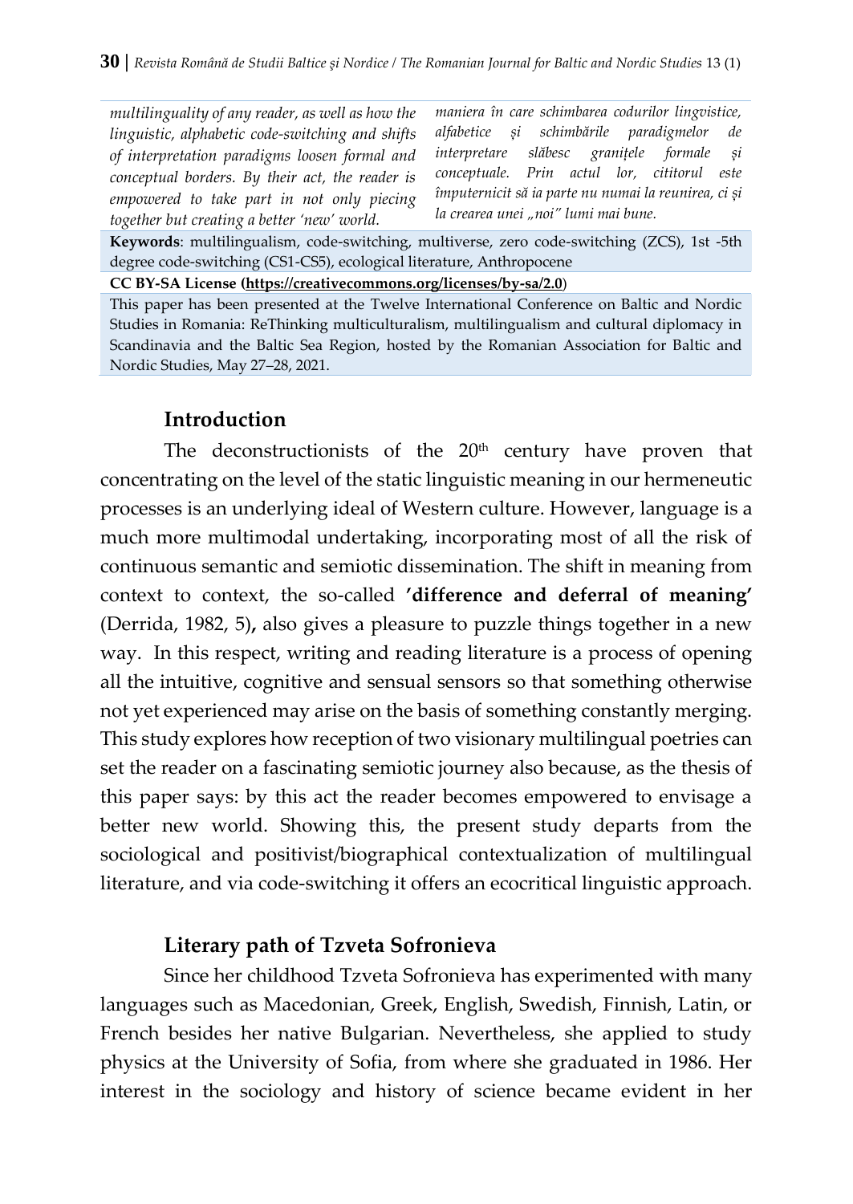*multilinguality of any reader, as well as how the linguistic, alphabetic code-switching and shifts of interpretation paradigms loosen formal and conceptual borders. By their act, the reader is empowered to take part in not only piecing together but creating a better 'new' world.*

*maniera în care schimbarea codurilor lingvistice, alfabetice și schimbările paradigmelor de interpretare slăbesc granițele formale și conceptuale. Prin actul lor, cititorul este împuternicit să ia parte nu numai la reunirea, ci și la crearea unei „noi" lumi mai bune.*

**Keywords**: multilingualism, code-switching, multiverse, zero code-switching (ZCS), 1st -5th degree code-switching (CS1-CS5), ecological literature, Anthropocene

**CC BY-SA License (https://creativecommons.org/licenses/by-sa/2.0)**

This paper has been presented at the Twelve International Conference on Baltic and Nordic Studies in Romania: ReThinking multiculturalism, multilingualism and cultural diplomacy in Scandinavia and the Baltic Sea Region, hosted by the Romanian Association for Baltic and Nordic Studies, May 27–28, 2021.

## Introduction

The deconstructionists of the 20th century have proven that concentrating on the level of the static linguistic meaning in our hermeneutic processes is an underlying ideal of Western culture. However, language is a much more multimodal undertaking, incorporating most of all the risk of continuous semantic and semiotic dissemination. The shift in meaning from context to context, the so-called **'difference and deferral of meaning'** (Derrida, 1982, 5)**,** also gives a pleasure to puzzle things together in a new way. In this respect, writing and reading literature is a process of opening all the intuitive, cognitive and sensual sensors so that something otherwise not yet experienced may arise on the basis of something constantly merging. This study explores how reception of two visionary multilingual poetries can set the reader on a fascinating semiotic journey also because, as the thesis of this paper says: by this act the reader becomes empowered to envisage a better new world. Showing this, the present study departs from the sociological and positivist/biographical contextualization of multilingual literature, and via code-switching it offers an ecocritical linguistic approach.

## Literary path of Tzveta Sofronieva

Since her childhood Tzveta Sofronieva has experimented with many languages such as Macedonian, Greek, English, Swedish, Finnish, Latin, or French besides her native Bulgarian. Nevertheless, she applied to study physics at the University of Sofia, from where she graduated in 1986. Her interest in the sociology and history of science became evident in her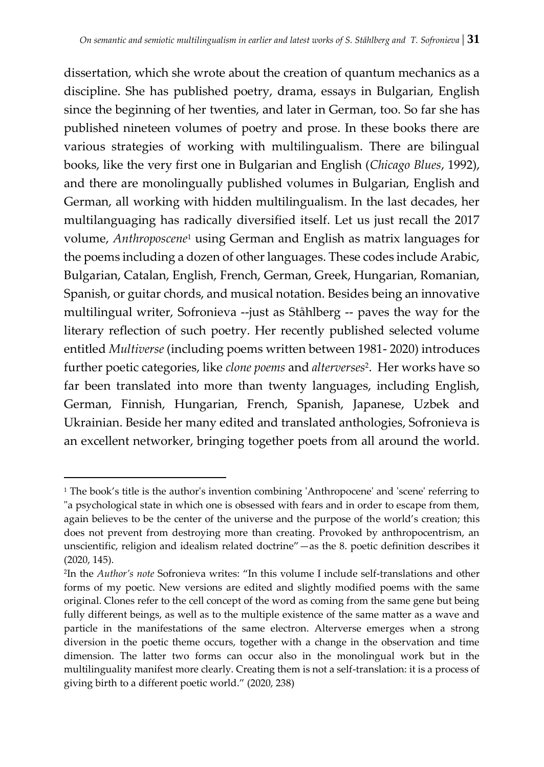dissertation, which she wrote about the creation of quantum mechanics as a discipline. She has published poetry, drama, essays in Bulgarian, English since the beginning of her twenties, and later in German, too. So far she has published nineteen volumes of poetry and prose. In these books there are various strategies of working with multilingualism. There are bilingual books, like the very first one in Bulgarian and English (*Chicago Blues*, 1992), and there are monolingually published volumes in Bulgarian, English and German, all working with hidden multilingualism. In the last decades, her multilanguaging has radically diversified itself. Let us just recall the 2017 volume, *Anthroposcene*[1] using German and English as matrix languages for the poems including a dozen of other languages. These codes include Arabic, Bulgarian, Catalan, English, French, German, Greek, Hungarian, Romanian, Spanish, or guitar chords, and musical notation. Besides being an innovative multilingual writer, Sofronieva --just as Ståhlberg -- paves the way for the literary reflection of such poetry. Her recently published selected volume entitled *Multiverse* (including poems written between 1981- 2020) introduces further poetic categories, like *clone poems* and *alterverses*[2]. Her works have so far been translated into more than twenty languages, including English, German, Finnish, Hungarian, French, Spanish, Japanese, Uzbek and Ukrainian. Beside her many edited and translated anthologies, Sofronieva is an excellent networker, bringing together poets from all around the world.

---

[1] The book's title is the author's invention combining 'Anthropocene' and 'scene' referring to "a psychological state in which one is obsessed with fears and in order to escape from them, again believes to be the center of the universe and the purpose of the world's creation; this does not prevent from destroying more than creating. Provoked by anthropocentrism, an unscientific, religion and idealism related doctrine"—as the 8. poetic definition describes it (2020, 145).

[2] In the *Author's note* Sofronieva writes: "In this volume I include self-translations and other forms of my poetic. New versions are edited and slightly modified poems with the same original. Clones refer to the cell concept of the word as coming from the same gene but being fully different beings, as well as to the multiple existence of the same matter as a wave and particle in the manifestations of the same electron. Alterverse emerges when a strong diversion in the poetic theme occurs, together with a change in the observation and time dimension. The latter two forms can occur also in the monolingual work but in the multilinguality manifest more clearly. Creating them is not a self-translation: it is a process of giving birth to a different poetic world." (2020, 238)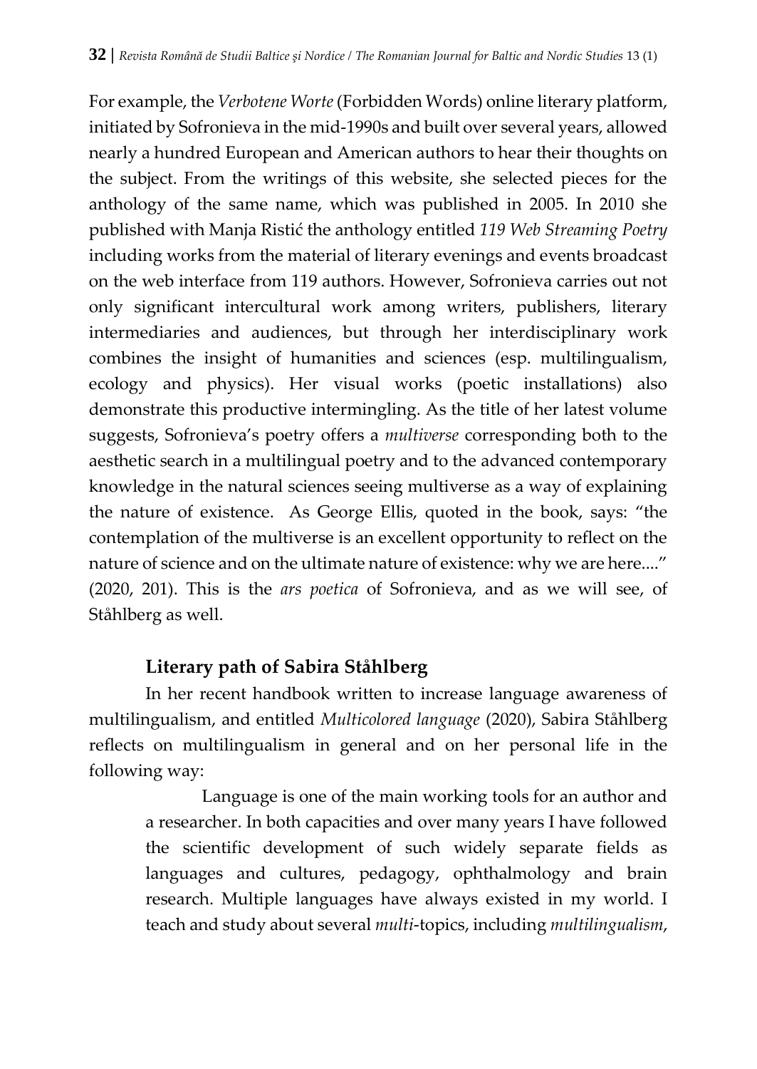For example, the *Verbotene Worte* (Forbidden Words) online literary platform, initiated by Sofronieva in the mid-1990s and built over several years, allowed nearly a hundred European and American authors to hear their thoughts on the subject. From the writings of this website, she selected pieces for the anthology of the same name, which was published in 2005. In 2010 she published with Manja Ristić the anthology entitled *119 Web Streaming Poetry* including works from the material of literary evenings and events broadcast on the web interface from 119 authors. However, Sofronieva carries out not only significant intercultural work among writers, publishers, literary intermediaries and audiences, but through her interdisciplinary work combines the insight of humanities and sciences (esp. multilingualism, ecology and physics). Her visual works (poetic installations) also demonstrate this productive intermingling. As the title of her latest volume suggests, Sofronieva's poetry offers a *multiverse* corresponding both to the aesthetic search in a multilingual poetry and to the advanced contemporary knowledge in the natural sciences seeing multiverse as a way of explaining the nature of existence. As George Ellis, quoted in the book, says: "the contemplation of the multiverse is an excellent opportunity to reflect on the nature of science and on the ultimate nature of existence: why we are here...." (2020, 201). This is the *ars poetica* of Sofronieva, and as we will see, of Ståhlberg as well.

## Literary path of Sabira Ståhlberg

In her recent handbook written to increase language awareness of multilingualism, and entitled *Multicolored language* (2020), Sabira Ståhlberg reflects on multilingualism in general and on her personal life in the following way:

> Language is one of the main working tools for an author and a researcher. In both capacities and over many years I have followed the scientific development of such widely separate fields as languages and cultures, pedagogy, ophthalmology and brain research. Multiple languages have always existed in my world. I teach and study about several *multi*-topics, including *multilingualism*,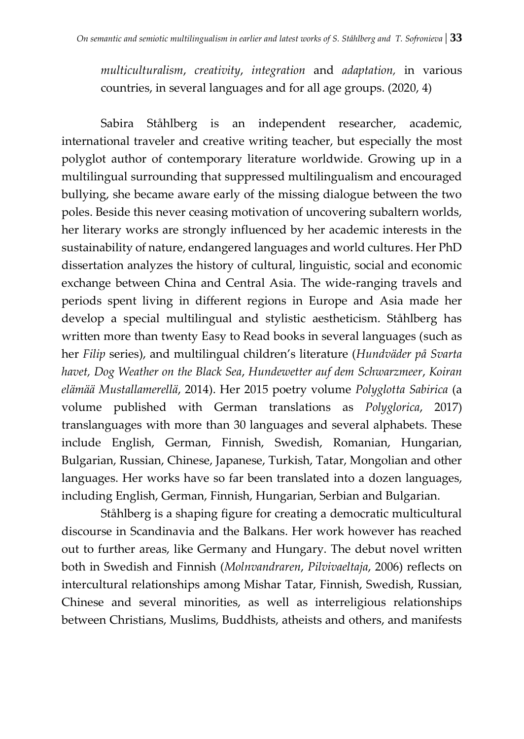*multiculturalism*, *creativity*, *integration* and *adaptation,* in various countries, in several languages and for all age groups. (2020, 4)

Sabira Ståhlberg is an independent researcher, academic, international traveler and creative writing teacher, but especially the most polyglot author of contemporary literature worldwide. Growing up in a multilingual surrounding that suppressed multilingualism and encouraged bullying, she became aware early of the missing dialogue between the two poles. Beside this never ceasing motivation of uncovering subaltern worlds, her literary works are strongly influenced by her academic interests in the sustainability of nature, endangered languages and world cultures. Her PhD dissertation analyzes the history of cultural, linguistic, social and economic exchange between China and Central Asia. The wide-ranging travels and periods spent living in different regions in Europe and Asia made her develop a special multilingual and stylistic aestheticism. Ståhlberg has written more than twenty Easy to Read books in several languages (such as her *Filip* series), and multilingual children's literature (*Hundväder på Svarta havet, Dog Weather on the Black Sea*, *Hundewetter auf dem Schwarzmeer*, *Koiran elämää Mustallamerellä*, 2014). Her 2015 poetry volume *Polyglotta Sabirica* (a volume published with German translations as *Polyglorica*, 2017) translanguages with more than 30 languages and several alphabets. These include English, German, Finnish, Swedish, Romanian, Hungarian, Bulgarian, Russian, Chinese, Japanese, Turkish, Tatar, Mongolian and other languages. Her works have so far been translated into a dozen languages, including English, German, Finnish, Hungarian, Serbian and Bulgarian.

Ståhlberg is a shaping figure for creating a democratic multicultural discourse in Scandinavia and the Balkans. Her work however has reached out to further areas, like Germany and Hungary. The debut novel written both in Swedish and Finnish (*Molnvandraren*, *Pilvivaeltaja*, 2006) reflects on intercultural relationships among Mishar Tatar, Finnish, Swedish, Russian, Chinese and several minorities, as well as interreligious relationships between Christians, Muslims, Buddhists, atheists and others, and manifests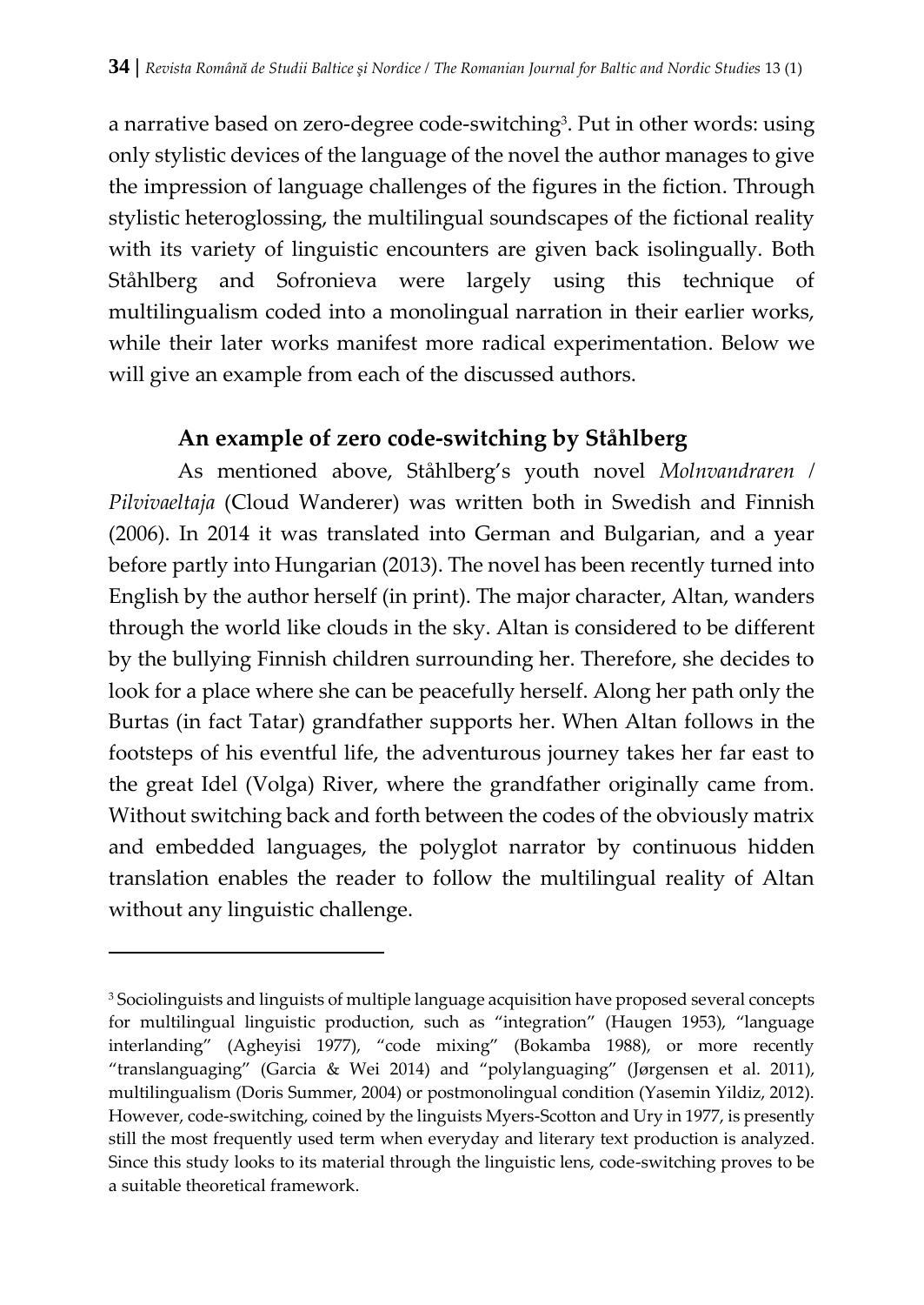a narrative based on zero-degree code-switching[3]. Put in other words: using only stylistic devices of the language of the novel the author manages to give the impression of language challenges of the figures in the fiction. Through stylistic heteroglossing, the multilingual soundscapes of the fictional reality with its variety of linguistic encounters are given back isolingually. Both Ståhlberg and Sofronieva were largely using this technique of multilingualism coded into a monolingual narration in their earlier works, while their later works manifest more radical experimentation. Below we will give an example from each of the discussed authors.

## An example of zero code-switching by Ståhlberg

As mentioned above, Ståhlberg's youth novel *Molnvandraren* / *Pilvivaeltaja* (Cloud Wanderer) was written both in Swedish and Finnish (2006). In 2014 it was translated into German and Bulgarian, and a year before partly into Hungarian (2013). The novel has been recently turned into English by the author herself (in print). The major character, Altan, wanders through the world like clouds in the sky. Altan is considered to be different by the bullying Finnish children surrounding her. Therefore, she decides to look for a place where she can be peacefully herself. Along her path only the Burtas (in fact Tatar) grandfather supports her. When Altan follows in the footsteps of his eventful life, the adventurous journey takes her far east to the great Idel (Volga) River, where the grandfather originally came from. Without switching back and forth between the codes of the obviously matrix and embedded languages, the polyglot narrator by continuous hidden translation enables the reader to follow the multilingual reality of Altan without any linguistic challenge.

---

[3] Sociolinguists and linguists of multiple language acquisition have proposed several concepts for multilingual linguistic production, such as "integration" (Haugen 1953), "language interlanding" (Agheyisi 1977), "code mixing" (Bokamba 1988), or more recently "translanguaging" (Garcia & Wei 2014) and "polylanguaging" (Jørgensen et al. 2011), multilingualism (Doris Summer, 2004) or postmonolingual condition (Yasemin Yildiz, 2012). However, code-switching, coined by the linguists Myers-Scotton and Ury in 1977, is presently still the most frequently used term when everyday and literary text production is analyzed. Since this study looks to its material through the linguistic lens, code-switching proves to be a suitable theoretical framework.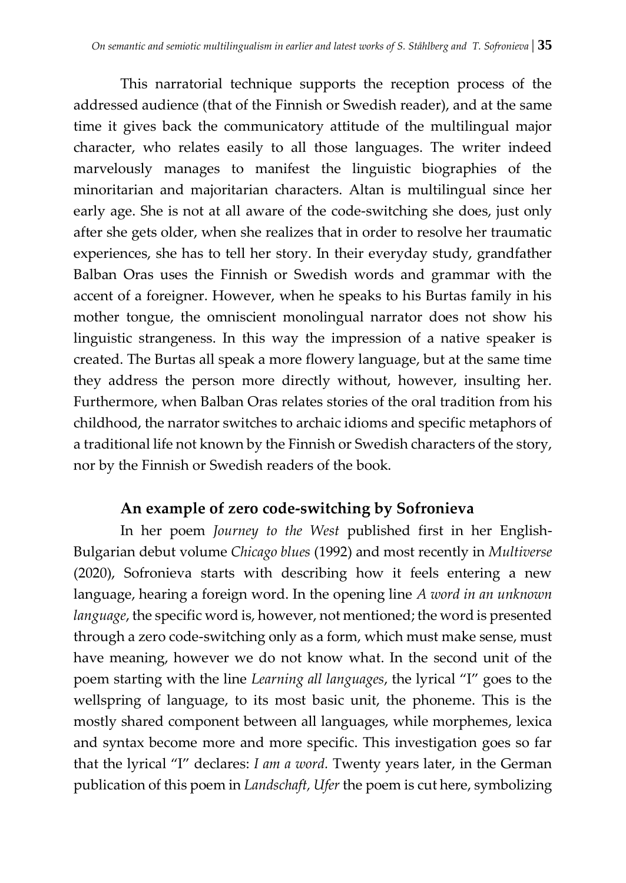This narratorial technique supports the reception process of the addressed audience (that of the Finnish or Swedish reader), and at the same time it gives back the communicatory attitude of the multilingual major character, who relates easily to all those languages. The writer indeed marvelously manages to manifest the linguistic biographies of the minoritarian and majoritarian characters. Altan is multilingual since her early age. She is not at all aware of the code-switching she does, just only after she gets older, when she realizes that in order to resolve her traumatic experiences, she has to tell her story. In their everyday study, grandfather Balban Oras uses the Finnish or Swedish words and grammar with the accent of a foreigner. However, when he speaks to his Burtas family in his mother tongue, the omniscient monolingual narrator does not show his linguistic strangeness. In this way the impression of a native speaker is created. The Burtas all speak a more flowery language, but at the same time they address the person more directly without, however, insulting her. Furthermore, when Balban Oras relates stories of the oral tradition from his childhood, the narrator switches to archaic idioms and specific metaphors of a traditional life not known by the Finnish or Swedish characters of the story, nor by the Finnish or Swedish readers of the book.

## An example of zero code-switching by Sofronieva

In her poem *Journey to the West* published first in her English-Bulgarian debut volume *Chicago blues* (1992) and most recently in *Multiverse* (2020), Sofronieva starts with describing how it feels entering a new language, hearing a foreign word. In the opening line *A word in an unknown language*, the specific word is, however, not mentioned; the word is presented through a zero code-switching only as a form, which must make sense, must have meaning, however we do not know what. In the second unit of the poem starting with the line *Learning all languages*, the lyrical "I" goes to the wellspring of language, to its most basic unit, the phoneme. This is the mostly shared component between all languages, while morphemes, lexica and syntax become more and more specific. This investigation goes so far that the lyrical "I" declares: *I am a word.* Twenty years later, in the German publication of this poem in *Landschaft, Ufer* the poem is cut here, symbolizing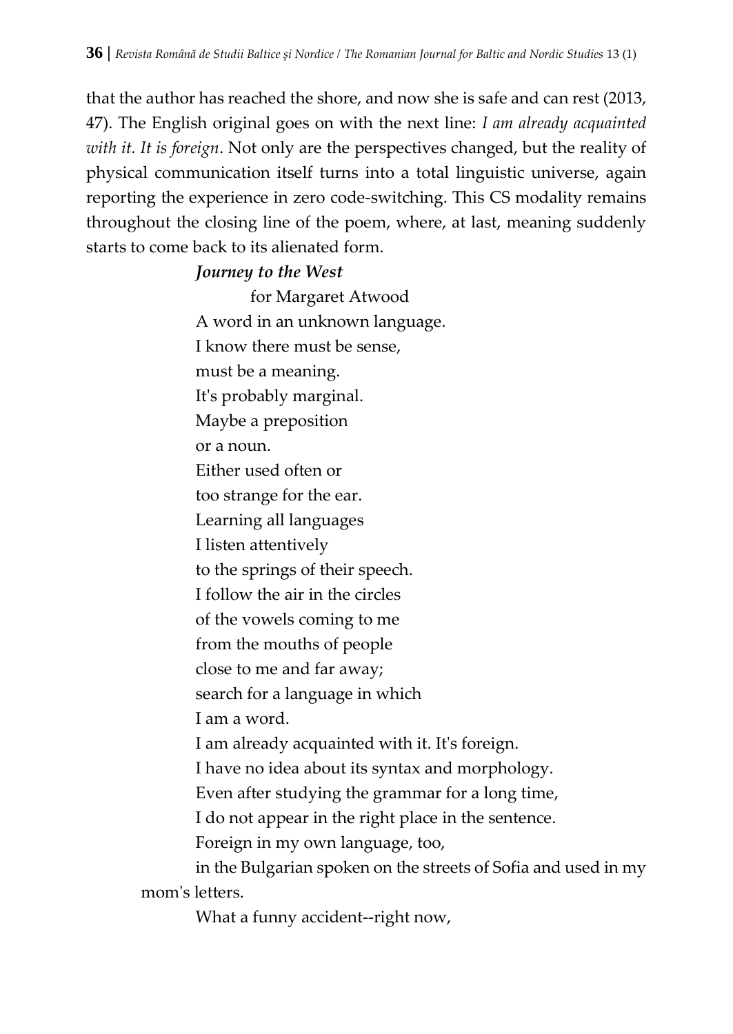that the author has reached the shore, and now she is safe and can rest (2013, 47). The English original goes on with the next line: *I am already acquainted with it. It is foreign*. Not only are the perspectives changed, but the reality of physical communication itself turns into a total linguistic universe, again reporting the experience in zero code-switching. This CS modality remains throughout the closing line of the poem, where, at last, meaning suddenly starts to come back to its alienated form.

***Journey to the West***

for Margaret Atwood

A word in an unknown language.
I know there must be sense,
must be a meaning.
It's probably marginal.
Maybe a preposition
or a noun.
Either used often or
too strange for the ear.
Learning all languages
I listen attentively
to the springs of their speech.
I follow the air in the circles
of the vowels coming to me
from the mouths of people
close to me and far away;
search for a language in which
I am a word.
I am already acquainted with it. It's foreign.
I have no idea about its syntax and morphology.
Even after studying the grammar for a long time,
I do not appear in the right place in the sentence.
Foreign in my own language, too,
in the Bulgarian spoken on the streets of Sofia and used in my mom's letters.
What a funny accident--right now,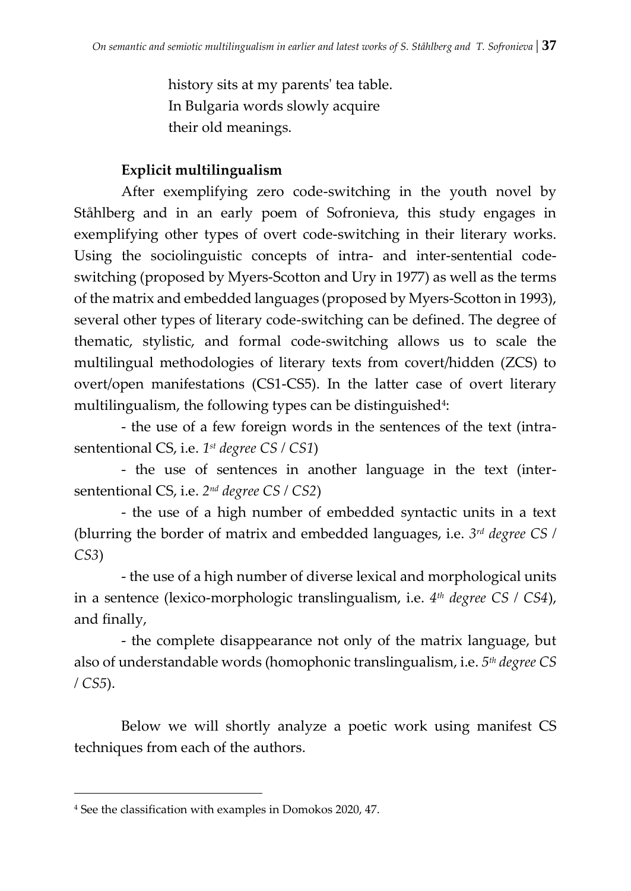history sits at my parents' tea table.
In Bulgaria words slowly acquire
their old meanings.

### Explicit multilingualism

After exemplifying zero code-switching in the youth novel by Ståhlberg and in an early poem of Sofronieva, this study engages in exemplifying other types of overt code-switching in their literary works. Using the sociolinguistic concepts of intra- and inter-sentential code-switching (proposed by Myers-Scotton and Ury in 1977) as well as the terms of the matrix and embedded languages (proposed by Myers-Scotton in 1993), several other types of literary code-switching can be defined. The degree of thematic, stylistic, and formal code-switching allows us to scale the multilingual methodologies of literary texts from covert/hidden (ZCS) to overt/open manifestations (CS1-CS5). In the latter case of overt literary multilingualism, the following types can be distinguished[4]:

- the use of a few foreign words in the sentences of the text (intra-sentential CS, i.e. *1st degree CS / CS1*)

- the use of sentences in another language in the text (inter-sentential CS, i.e. *2nd degree CS / CS2*)

- the use of a high number of embedded syntactic units in a text (blurring the border of matrix and embedded languages, i.e. *3rd degree CS / CS3*)

- the use of a high number of diverse lexical and morphological units in a sentence (lexico-morphologic translingualism, i.e. *4th degree CS / CS4*), and finally,

- the complete disappearance not only of the matrix language, but also of understandable words (homophonic translingualism, i.e. *5th degree CS / CS5*).

Below we will shortly analyze a poetic work using manifest CS techniques from each of the authors.

---

[4] See the classification with examples in Domokos 2020, 47.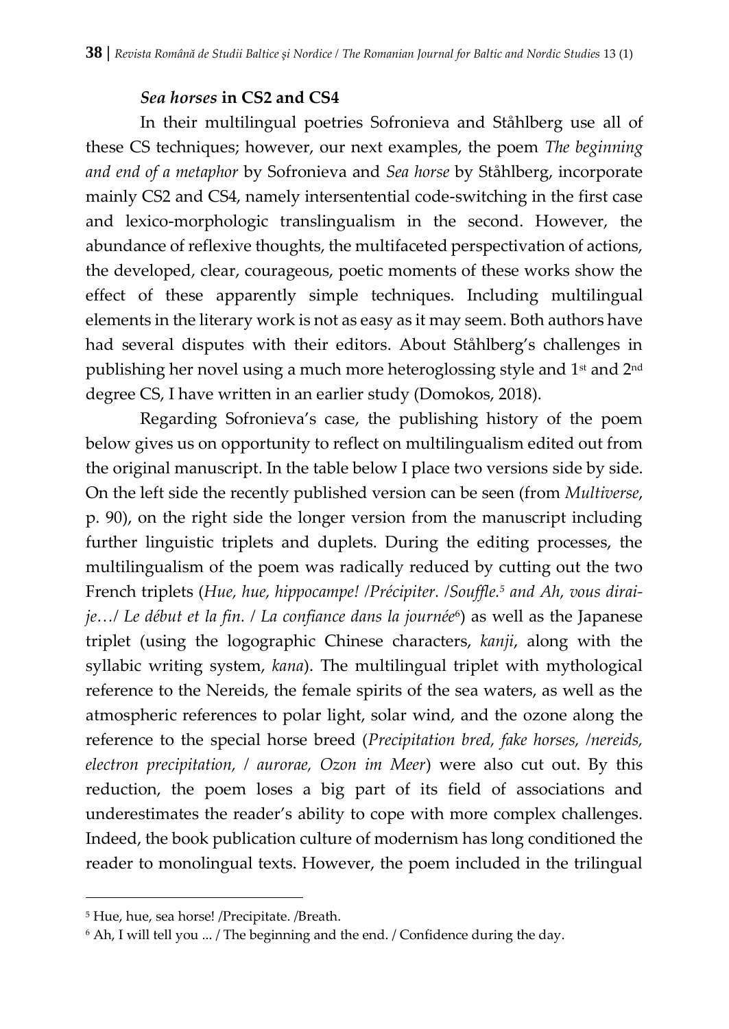### *Sea horses* in CS2 and CS4

In their multilingual poetries Sofronieva and Ståhlberg use all of these CS techniques; however, our next examples, the poem *The beginning and end of a metaphor* by Sofronieva and *Sea horse* by Ståhlberg, incorporate mainly CS2 and CS4, namely intersentential code-switching in the first case and lexico-morphologic translingualism in the second. However, the abundance of reflexive thoughts, the multifaceted perspectivation of actions, the developed, clear, courageous, poetic moments of these works show the effect of these apparently simple techniques. Including multilingual elements in the literary work is not as easy as it may seem. Both authors have had several disputes with their editors. About Ståhlberg's challenges in publishing her novel using a much more heteroglossing style and 1st and 2nd degree CS, I have written in an earlier study (Domokos, 2018).

Regarding Sofronieva's case, the publishing history of the poem below gives us on opportunity to reflect on multilingualism edited out from the original manuscript. In the table below I place two versions side by side. On the left side the recently published version can be seen (from *Multiverse*, p. 90), on the right side the longer version from the manuscript including further linguistic triplets and duplets. During the editing processes, the multilingualism of the poem was radically reduced by cutting out the two French triplets (*Hue, hue, hippocampe! /Précipiter. /Souffle.*[5] *and Ah, vous dirai-je…/ Le début et la fin. / La confiance dans la journée*[6]) as well as the Japanese triplet (using the logographic Chinese characters, *kanji*, along with the syllabic writing system, *kana*). The multilingual triplet with mythological reference to the Nereids, the female spirits of the sea waters, as well as the atmospheric references to polar light, solar wind, and the ozone along the reference to the special horse breed (*Precipitation bred, fake horses, /nereids, electron precipitation, / aurorae, Ozon im Meer*) were also cut out. By this reduction, the poem loses a big part of its field of associations and underestimates the reader's ability to cope with more complex challenges. Indeed, the book publication culture of modernism has long conditioned the reader to monolingual texts. However, the poem included in the trilingual

---

[5] Hue, hue, sea horse! /Precipitate. /Breath.

[6] Ah, I will tell you ... / The beginning and the end. / Confidence during the day.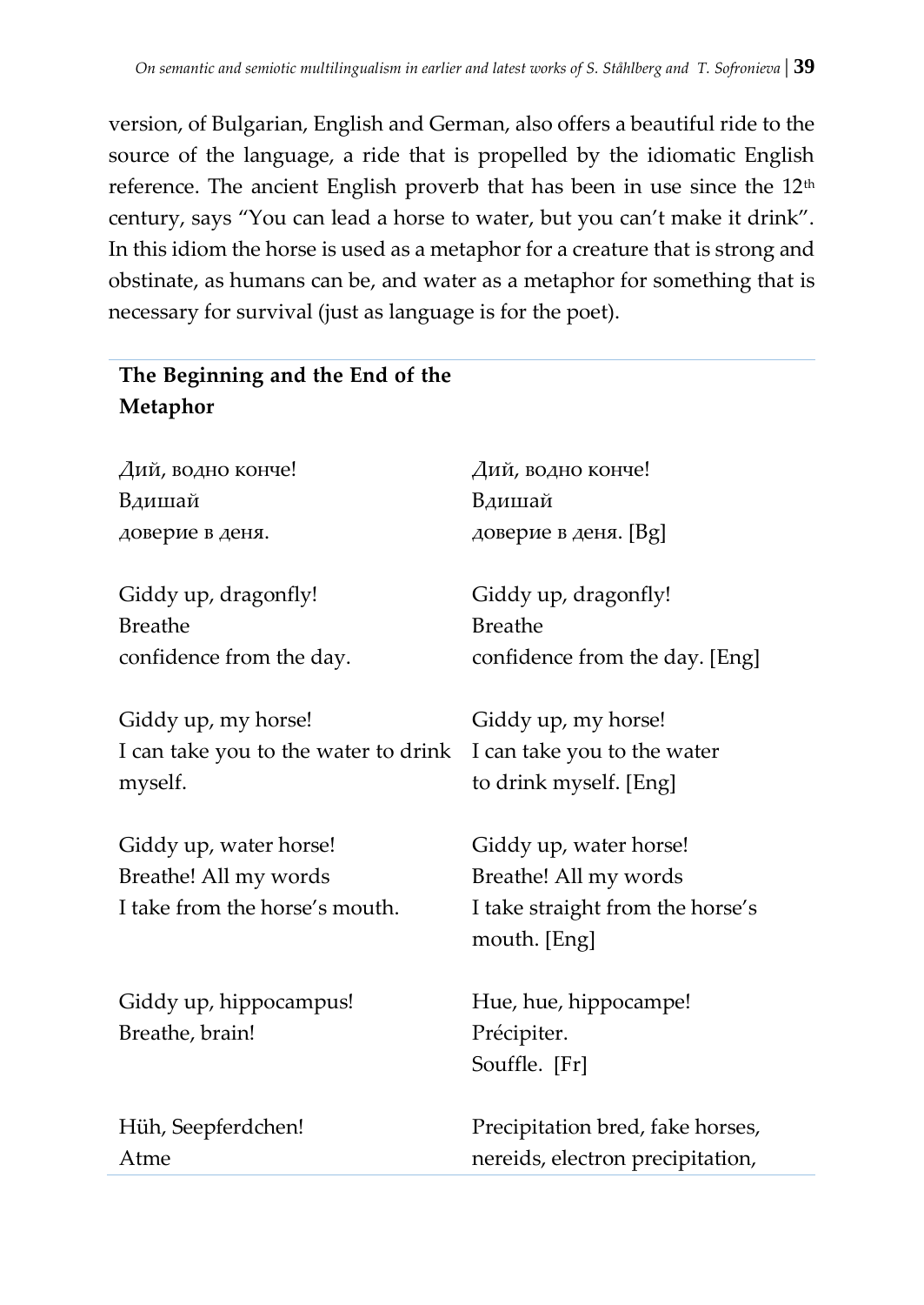version, of Bulgarian, English and German, also offers a beautiful ride to the source of the language, a ride that is propelled by the idiomatic English reference. The ancient English proverb that has been in use since the 12th century, says “You can lead a horse to water, but you can’t make it drink”. In this idiom the horse is used as a metaphor for a creature that is strong and obstinate, as humans can be, and water as a metaphor for something that is necessary for survival (just as language is for the poet).

| **The Beginning and the End of the Metaphor** | |
|---|---|
| Дий, водно конче!<br>Вдишай<br>доверие в деня. | Дий, водно конче!<br>Вдишай<br>доверие в деня. [Bg] |
| Giddy up, dragonfly!<br>Breathe<br>confidence from the day. | Giddy up, dragonfly!<br>Breathe<br>confidence from the day. [Eng] |
| Giddy up, my horse!<br>I can take you to the water to drink myself. | Giddy up, my horse!<br>I can take you to the water<br>to drink myself. [Eng] |
| Giddy up, water horse!<br>Breathe! All my words<br>I take from the horse’s mouth. | Giddy up, water horse!<br>Breathe! All my words<br>I take straight from the horse’s mouth. [Eng] |
| Giddy up, hippocampus!<br>Breathe, brain! | Hue, hue, hippocampe!<br>Précipiter.<br>Souffle. [Fr] |
| Hüh, Seepferdchen!<br>Atme | Precipitation bred, fake horses,<br>nereids, electron precipitation, |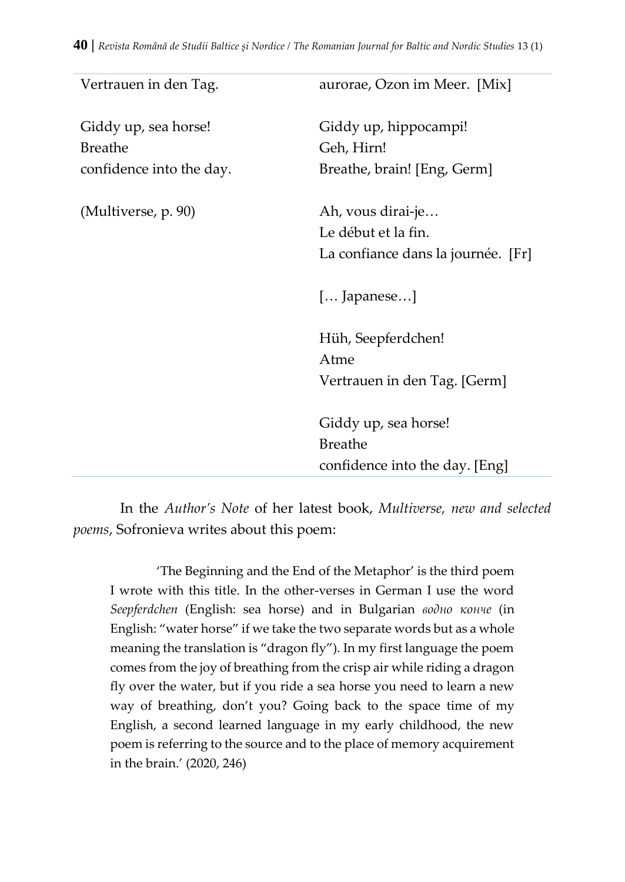| | |
|---|---|
| Vertrauen in den Tag.<br><br>Giddy up, sea horse!<br>Breathe<br>confidence into the day.<br><br>(Multiverse, p. 90) | aurorae, Ozon im Meer. [Mix]<br><br>Giddy up, hippocampi!<br>Geh, Hirn!<br>Breathe, brain! [Eng, Germ]<br><br>Ah, vous dirai-je…<br>Le début et la fin.<br>La confiance dans la journée. [Fr]<br><br>[… Japanese…]<br><br>Hüh, Seepferdchen!<br>Atme<br>Vertrauen in den Tag. [Germ]<br><br>Giddy up, sea horse!<br>Breathe<br>confidence into the day. [Eng] |

In the *Author's Note* of her latest book, *Multiverse, new and selected poems*, Sofronieva writes about this poem:

> 'The Beginning and the End of the Metaphor' is the third poem I wrote with this title. In the other-verses in German I use the word *Seepferdchen* (English: sea horse) and in Bulgarian *водно конче* (in English: "water horse" if we take the two separate words but as a whole meaning the translation is "dragon fly"). In my first language the poem comes from the joy of breathing from the crisp air while riding a dragon fly over the water, but if you ride a sea horse you need to learn a new way of breathing, don't you? Going back to the space time of my English, a second learned language in my early childhood, the new poem is referring to the source and to the place of memory acquirement in the brain.' (2020, 246)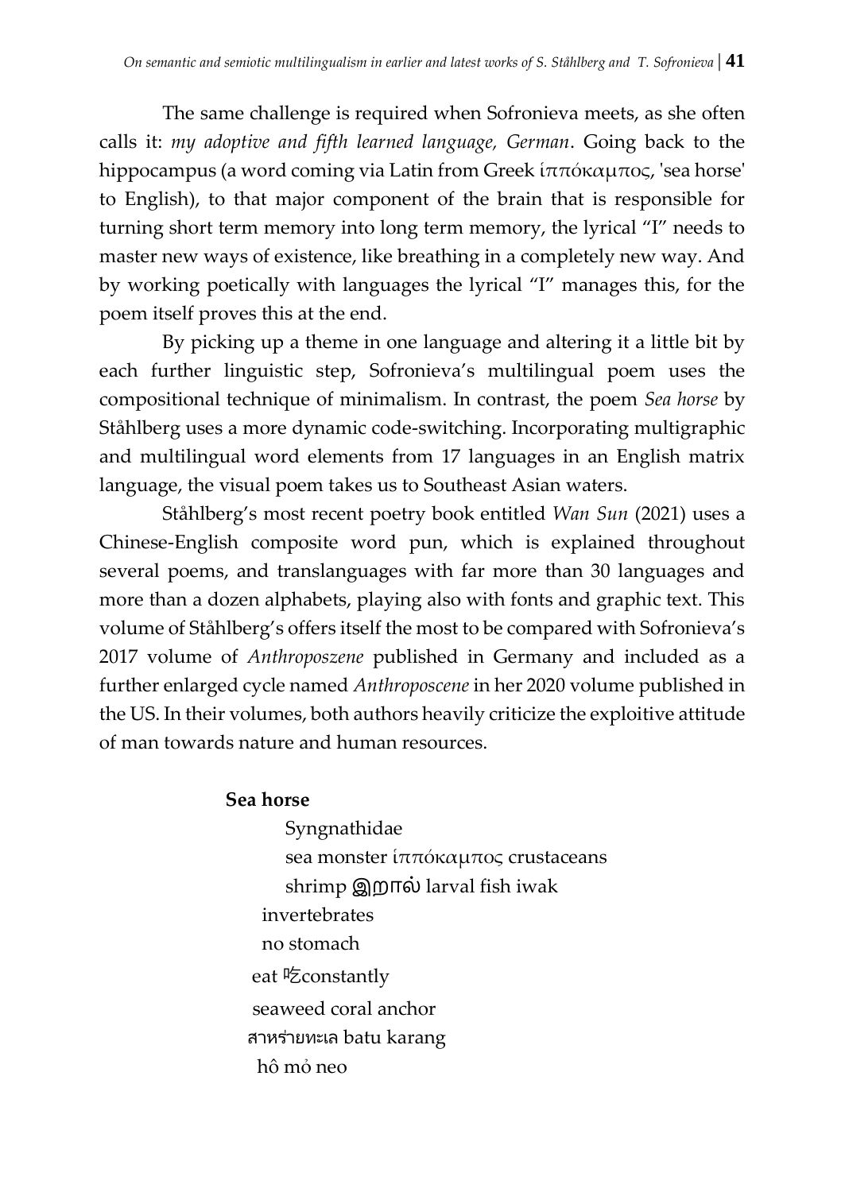The same challenge is required when Sofronieva meets, as she often calls it: *my adoptive and fifth learned language, German*. Going back to the hippocampus (a word coming via Latin from Greek ἱππόκαμπος, 'sea horse' to English), to that major component of the brain that is responsible for turning short term memory into long term memory, the lyrical "I" needs to master new ways of existence, like breathing in a completely new way. And by working poetically with languages the lyrical "I" manages this, for the poem itself proves this at the end.

By picking up a theme in one language and altering it a little bit by each further linguistic step, Sofronieva's multilingual poem uses the compositional technique of minimalism. In contrast, the poem *Sea horse* by Ståhlberg uses a more dynamic code-switching. Incorporating multigraphic and multilingual word elements from 17 languages in an English matrix language, the visual poem takes us to Southeast Asian waters.

Ståhlberg's most recent poetry book entitled *Wan Sun* (2021) uses a Chinese-English composite word pun, which is explained throughout several poems, and translanguages with far more than 30 languages and more than a dozen alphabets, playing also with fonts and graphic text. This volume of Ståhlberg's offers itself the most to be compared with Sofronieva's 2017 volume of *Anthroposzene* published in Germany and included as a further enlarged cycle named *Anthroposcene* in her 2020 volume published in the US. In their volumes, both authors heavily criticize the exploitive attitude of man towards nature and human resources.

**Sea horse**

Syngnathidae
sea monster ἱππόκαμπος crustaceans
shrimp இறால் larval fish iwak
invertebrates
no stomach
eat 吃constantly
seaweed coral anchor
สาหร่ายทะเล batu karang
hô mỏ neo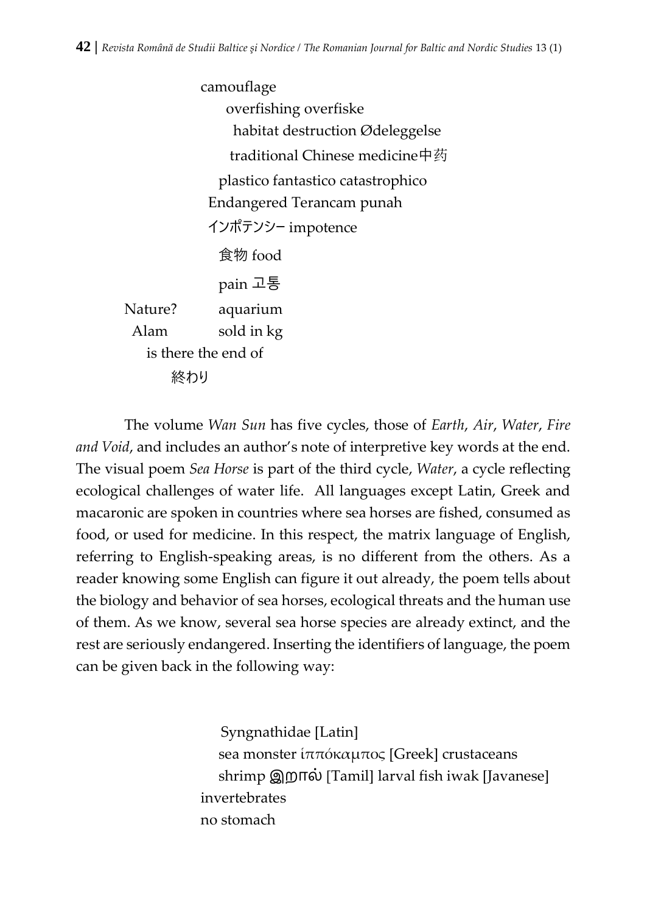camouflage
overfishing overfiske
habitat destruction Ødeleggelse
traditional Chinese medicine中药
plastico fantastico catastrophico
Endangered Terancam punah
インポテンシー impotence
食物 food
pain 고통
Nature? aquarium
Alam sold in kg
is there the end of
終わり

The volume *Wan Sun* has five cycles, those of *Earth*, *Air*, *Water*, *Fire and Void*, and includes an author's note of interpretive key words at the end. The visual poem *Sea Horse* is part of the third cycle, *Water*, a cycle reflecting ecological challenges of water life. All languages except Latin, Greek and macaronic are spoken in countries where sea horses are fished, consumed as food, or used for medicine. In this respect, the matrix language of English, referring to English-speaking areas, is no different from the others. As a reader knowing some English can figure it out already, the poem tells about the biology and behavior of sea horses, ecological threats and the human use of them. As we know, several sea horse species are already extinct, and the rest are seriously endangered. Inserting the identifiers of language, the poem can be given back in the following way:

Syngnathidae [Latin]
sea monster ἱππόκαμπος [Greek] crustaceans
shrimp இறால் [Tamil] larval fish iwak [Javanese]
invertebrates
no stomach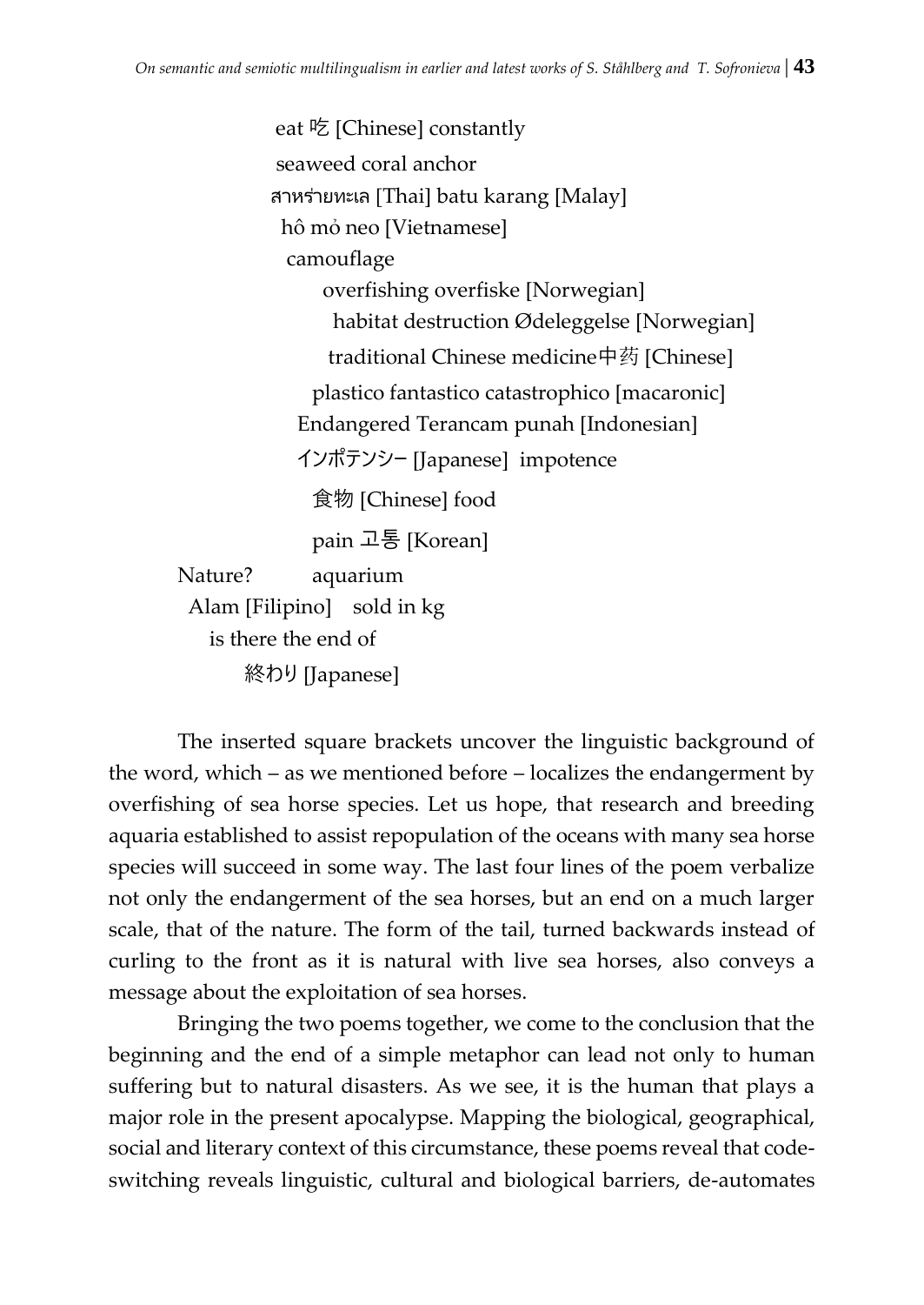eat 吃 [Chinese] constantly
seaweed coral anchor
สาหร่ายทะเล [Thai] batu karang [Malay]
hô mỏ neo [Vietnamese]
camouflage
overfishing overfiske [Norwegian]
habitat destruction Ødeleggelse [Norwegian]
traditional Chinese medicine中药 [Chinese]
plastico fantastico catastrophico [macaronic]
Endangered Terancam punah [Indonesian]
インポテンシー [Japanese] impotence
食物 [Chinese] food
pain 고통 [Korean]
Nature? aquarium
Alam [Filipino] sold in kg
is there the end of
終わり [Japanese]

The inserted square brackets uncover the linguistic background of the word, which – as we mentioned before – localizes the endangerment by overfishing of sea horse species. Let us hope, that research and breeding aquaria established to assist repopulation of the oceans with many sea horse species will succeed in some way. The last four lines of the poem verbalize not only the endangerment of the sea horses, but an end on a much larger scale, that of the nature. The form of the tail, turned backwards instead of curling to the front as it is natural with live sea horses, also conveys a message about the exploitation of sea horses.

Bringing the two poems together, we come to the conclusion that the beginning and the end of a simple metaphor can lead not only to human suffering but to natural disasters. As we see, it is the human that plays a major role in the present apocalypse. Mapping the biological, geographical, social and literary context of this circumstance, these poems reveal that code-switching reveals linguistic, cultural and biological barriers, de-automates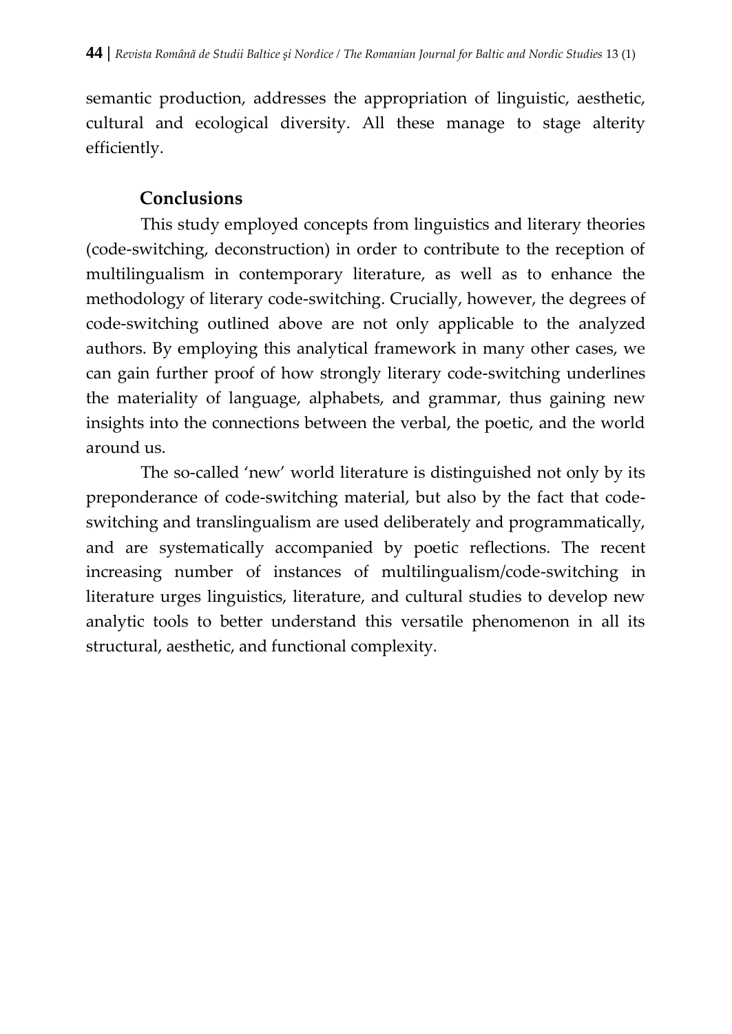semantic production, addresses the appropriation of linguistic, aesthetic, cultural and ecological diversity. All these manage to stage alterity efficiently.

## Conclusions

This study employed concepts from linguistics and literary theories (code-switching, deconstruction) in order to contribute to the reception of multilingualism in contemporary literature, as well as to enhance the methodology of literary code-switching. Crucially, however, the degrees of code-switching outlined above are not only applicable to the analyzed authors. By employing this analytical framework in many other cases, we can gain further proof of how strongly literary code-switching underlines the materiality of language, alphabets, and grammar, thus gaining new insights into the connections between the verbal, the poetic, and the world around us.

The so-called 'new' world literature is distinguished not only by its preponderance of code-switching material, but also by the fact that code-switching and translingualism are used deliberately and programmatically, and are systematically accompanied by poetic reflections. The recent increasing number of instances of multilingualism/code-switching in literature urges linguistics, literature, and cultural studies to develop new analytic tools to better understand this versatile phenomenon in all its structural, aesthetic, and functional complexity.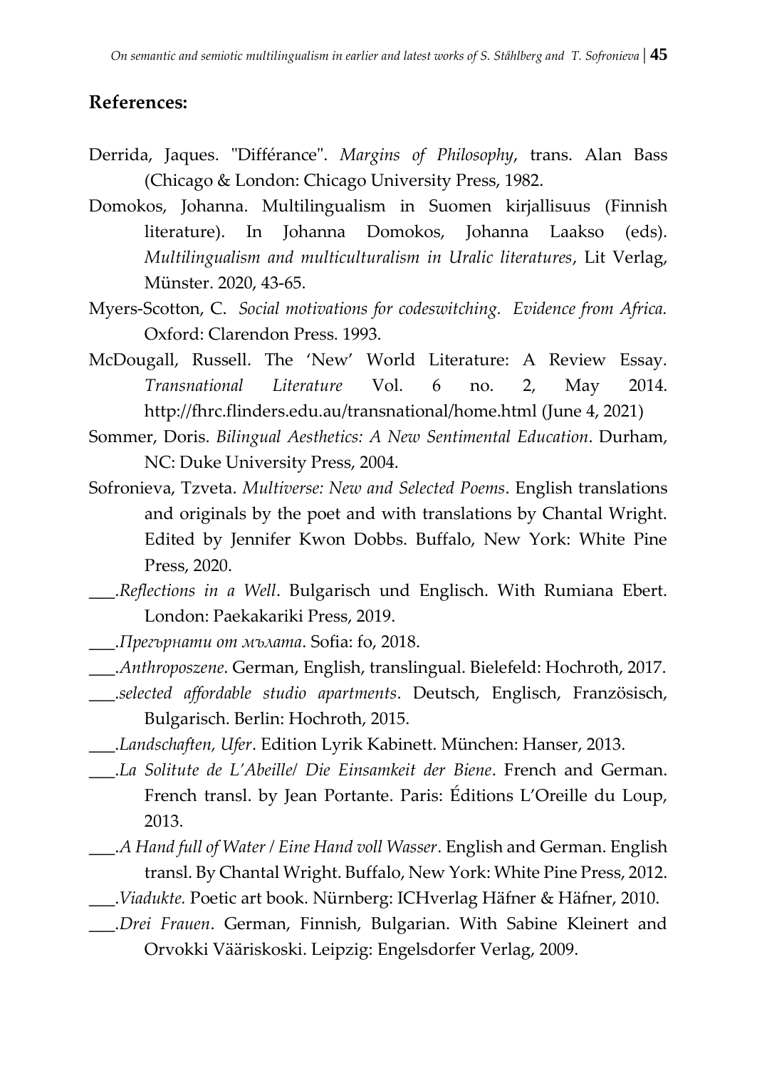## References:

Derrida, Jaques. "Différance". *Margins of Philosophy*, trans. Alan Bass (Chicago & London: Chicago University Press, 1982.

Domokos, Johanna. Multilingualism in Suomen kirjallisuus (Finnish literature). In Johanna Domokos, Johanna Laakso (eds). *Multilingualism and multiculturalism in Uralic literatures*, Lit Verlag, Münster. 2020, 43-65.

Myers-Scotton, C. *Social motivations for codeswitching. Evidence from Africa.* Oxford: Clarendon Press. 1993.

McDougall, Russell. The 'New' World Literature: A Review Essay. *Transnational Literature* Vol. 6 no. 2, May 2014. http://fhrc.flinders.edu.au/transnational/home.html (June 4, 2021)

Sommer, Doris. *Bilingual Aesthetics: A New Sentimental Education*. Durham, NC: Duke University Press, 2004.

Sofronieva, Tzveta. *Multiverse: New and Selected Poems*. English translations and originals by the poet and with translations by Chantal Wright. Edited by Jennifer Kwon Dobbs. Buffalo, New York: White Pine Press, 2020.

___.*Reflections in a Well*. Bulgarisch und Englisch. With Rumiana Ebert. London: Paekakariki Press, 2019.

___.*Прегърнати от мълата*. Sofia: fo, 2018.

___.*Anthroposzene*. German, English, translingual. Bielefeld: Hochroth, 2017.

___.*selected affordable studio apartments*. Deutsch, Englisch, Französisch, Bulgarisch. Berlin: Hochroth, 2015.

___.*Landschaften, Ufer*. Edition Lyrik Kabinett. München: Hanser, 2013.

___.*La Solitute de L'Abeille/ Die Einsamkeit der Biene*. French and German. French transl. by Jean Portante. Paris: Éditions L'Oreille du Loup, 2013.

___.*A Hand full of Water / Eine Hand voll Wasser*. English and German. English transl. By Chantal Wright. Buffalo, New York: White Pine Press, 2012.

___.*Viadukte.* Poetic art book. Nürnberg: ICHverlag Häfner & Häfner, 2010.

___.*Drei Frauen*. German, Finnish, Bulgarian. With Sabine Kleinert and Orvokki Vääriskoski. Leipzig: Engelsdorfer Verlag, 2009.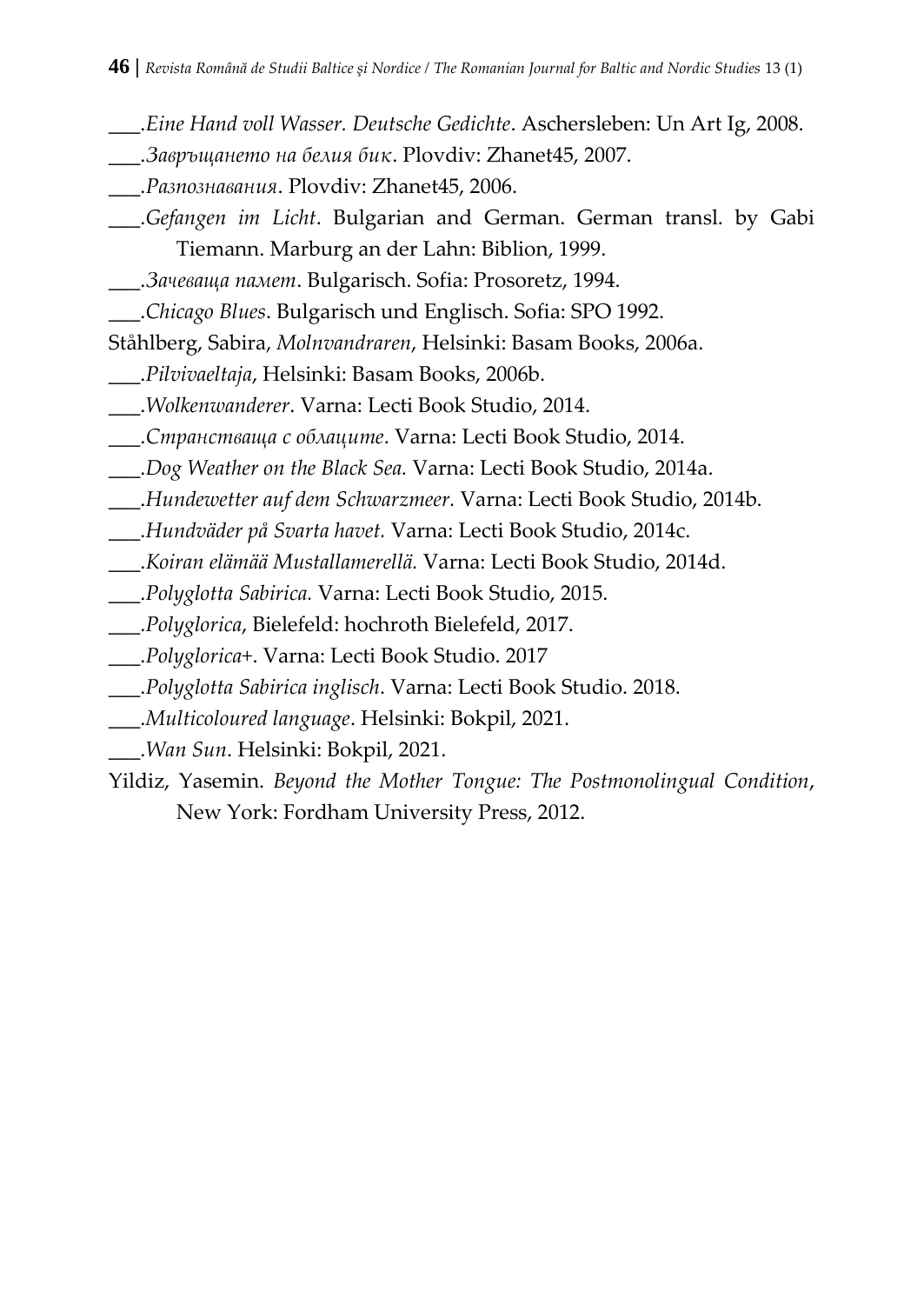___.*Eine Hand voll Wasser. Deutsche Gedichte*. Aschersleben: Un Art Ig, 2008.

___.*Завръщането на белия бик*. Plovdiv: Zhanet45, 2007.

___.*Разпознавания*. Plovdiv: Zhanet45, 2006.

___.*Gefangen im Licht*. Bulgarian and German. German transl. by Gabi Tiemann. Marburg an der Lahn: Biblion, 1999.

___.*Зачеваща памет*. Bulgarisch. Sofia: Prosoretz, 1994.

___.*Chicago Blues*. Bulgarisch und Englisch. Sofia: SPO 1992.

Ståhlberg, Sabira, *Molnvandraren*, Helsinki: Basam Books, 2006a.

___.*Pilvivaeltaja*, Helsinki: Basam Books, 2006b.

___.*Wolkenwanderer*. Varna: Lecti Book Studio, 2014.

___.*Странстваща с облаците*. Varna: Lecti Book Studio, 2014.

___.*Dog Weather on the Black Sea.* Varna: Lecti Book Studio, 2014a.

___.*Hundewetter auf dem Schwarzmeer.* Varna: Lecti Book Studio, 2014b.

___.*Hundväder på Svarta havet.* Varna: Lecti Book Studio, 2014c.

___.*Koiran elämää Mustallamerellä.* Varna: Lecti Book Studio, 2014d.

___.*Polyglotta Sabirica.* Varna: Lecti Book Studio, 2015.

___.*Polyglorica*, Bielefeld: hochroth Bielefeld, 2017.

___.*Polyglorica+*. Varna: Lecti Book Studio. 2017

___.*Polyglotta Sabirica inglisch*. Varna: Lecti Book Studio. 2018.

___.*Multicoloured language*. Helsinki: Bokpil, 2021.

___.*Wan Sun*. Helsinki: Bokpil, 2021.

Yildiz, Yasemin. *Beyond the Mother Tongue: The Postmonolingual Condition*, New York: Fordham University Press, 2012.